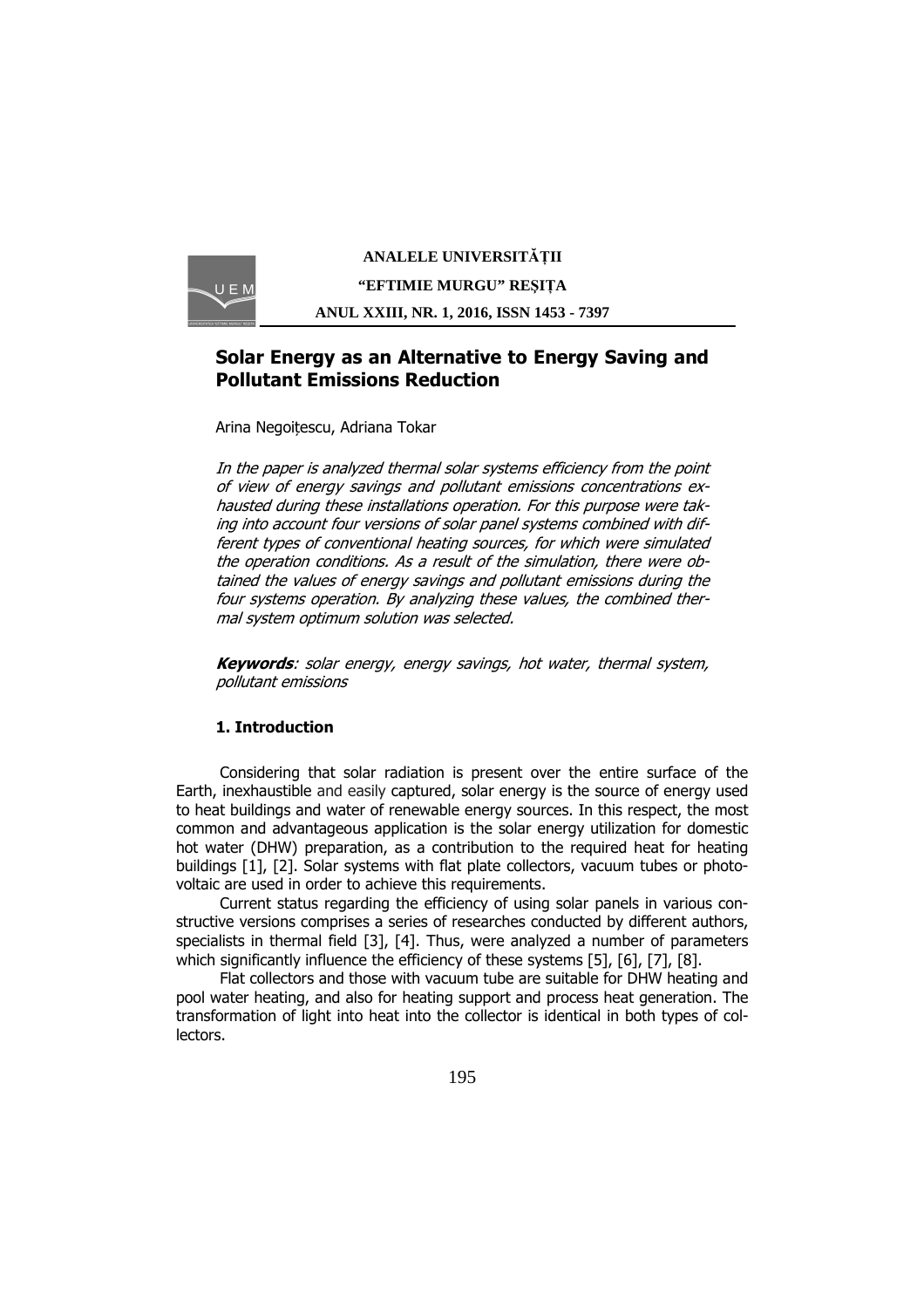# Solar Energy as an Alternative to Energy Saving and Pollutant Emissions Reduction

Arina Negoițescu, Adriana Tokar

*In the paper is analyzed thermal solar systems efficiency from the point of view of energy savings and pollutant emissions concentrations exhausted during these installations operation. For this purpose were taking into account four versions of solar panel systems combined with different types of conventional heating sources, for which were simulated the operation conditions. As a result of the simulation, there were obtained the values of energy savings and pollutant emissions during the four systems operation. By analyzing these values, the combined thermal system optimum solution was selected.*

***Keywords**: solar energy, energy savings, hot water, thermal system, pollutant emissions*

## 1. Introduction

Considering that solar radiation is present over the entire surface of the Earth, inexhaustible and easily captured, solar energy is the source of energy used to heat buildings and water of renewable energy sources. In this respect, the most common and advantageous application is the solar energy utilization for domestic hot water (DHW) preparation, as a contribution to the required heat for heating buildings [1], [2]. Solar systems with flat plate collectors, vacuum tubes or photovoltaic are used in order to achieve this requirements.

Current status regarding the efficiency of using solar panels in various constructive versions comprises a series of researches conducted by different authors, specialists in thermal field [3], [4]. Thus, were analyzed a number of parameters which significantly influence the efficiency of these systems [5], [6], [7], [8].

Flat collectors and those with vacuum tube are suitable for DHW heating and pool water heating, and also for heating support and process heat generation. The transformation of light into heat into the collector is identical in both types of collectors.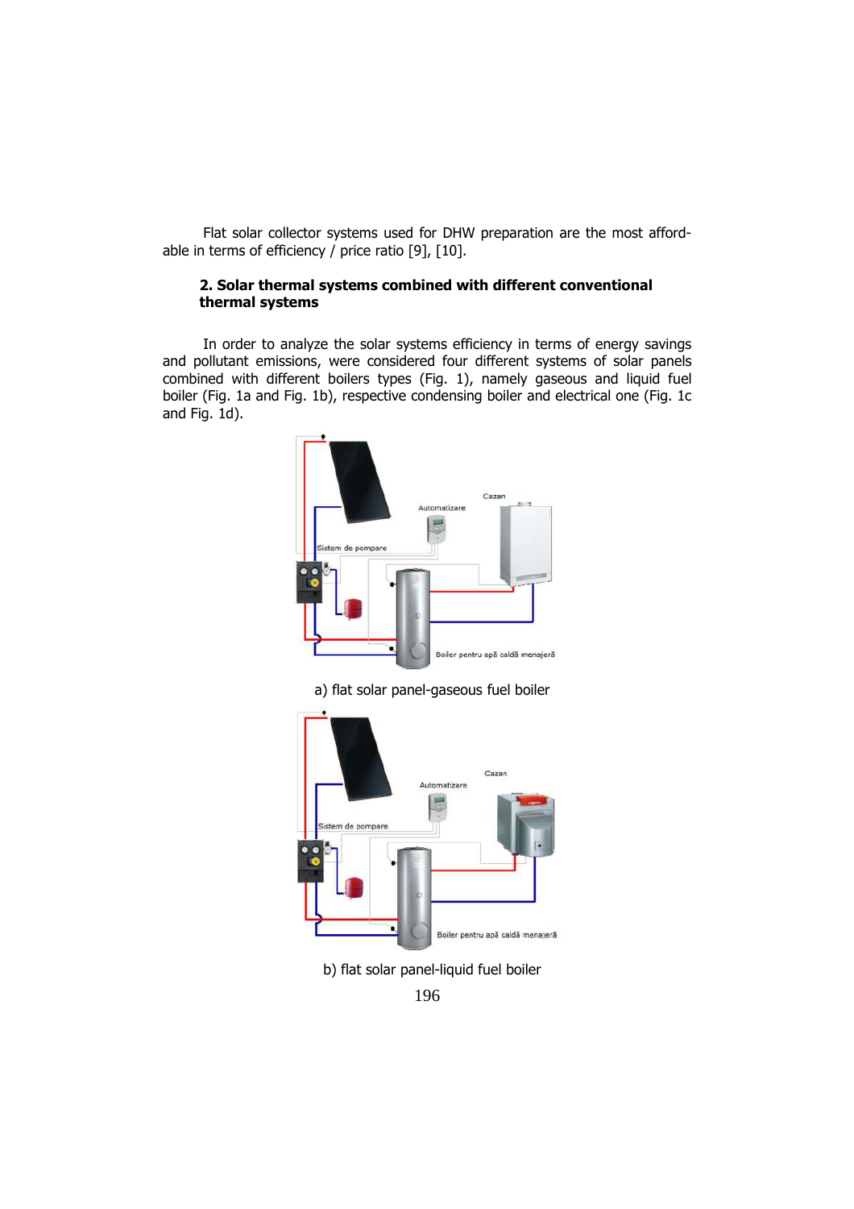Flat solar collector systems used for DHW preparation are the most affordable in terms of efficiency / price ratio [9], [10].

## 2. Solar thermal systems combined with different conventional thermal systems

In order to analyze the solar systems efficiency in terms of energy savings and pollutant emissions, were considered four different systems of solar panels combined with different boilers types (Fig. 1), namely gaseous and liquid fuel boiler (Fig. 1a and Fig. 1b), respective condensing boiler and electrical one (Fig. 1c and Fig. 1d).

a) flat solar panel-gaseous fuel boiler

b) flat solar panel-liquid fuel boiler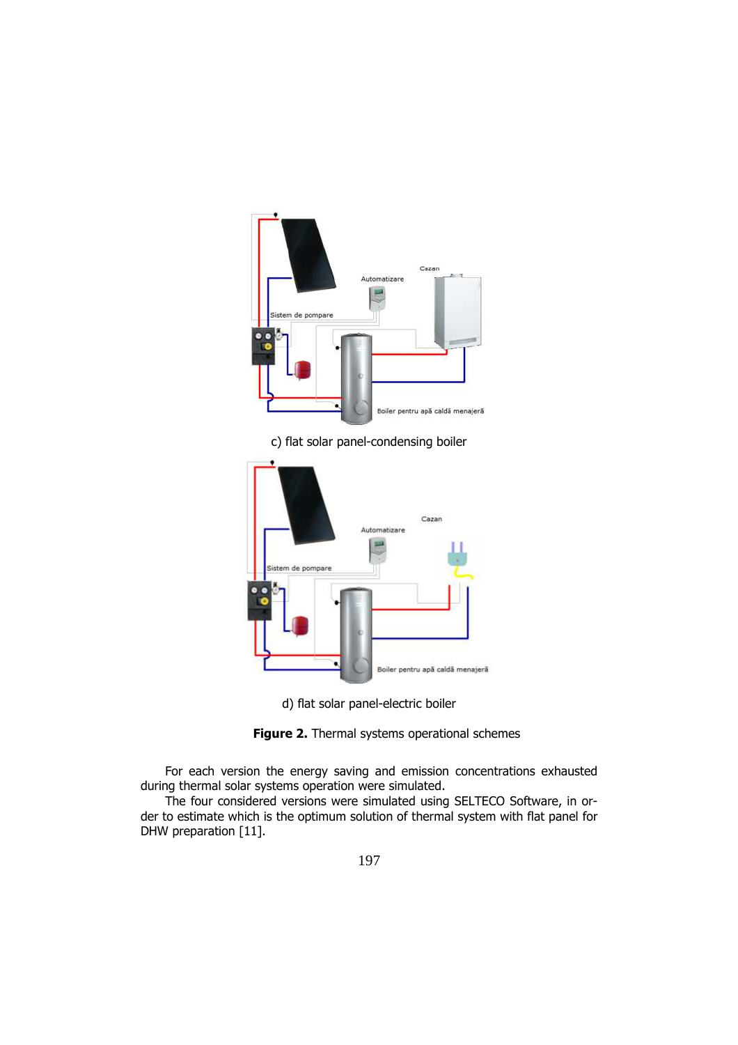c) flat solar panel-condensing boiler

d) flat solar panel-electric boiler

**Figure 2.** Thermal systems operational schemes

For each version the energy saving and emission concentrations exhausted during thermal solar systems operation were simulated.

The four considered versions were simulated using SELTECO Software, in order to estimate which is the optimum solution of thermal system with flat panel for DHW preparation [11].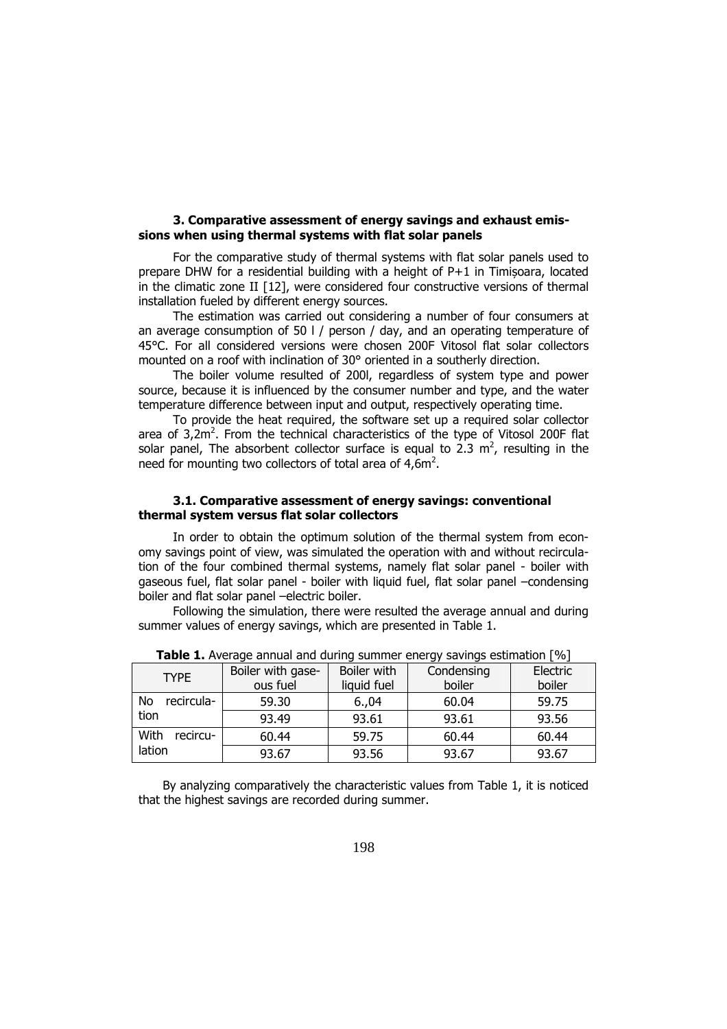### 3. Comparative assessment of energy savings and exhaust emissions when using thermal systems with flat solar panels

For the comparative study of thermal systems with flat solar panels used to prepare DHW for a residential building with a height of P+1 in Timișoara, located in the climatic zone II [12], were considered four constructive versions of thermal installation fueled by different energy sources.

The estimation was carried out considering a number of four consumers at an average consumption of 50 l / person / day, and an operating temperature of 45°C. For all considered versions were chosen 200F Vitosol flat solar collectors mounted on a roof with inclination of 30° oriented in a southerly direction.

The boiler volume resulted of 200l, regardless of system type and power source, because it is influenced by the consumer number and type, and the water temperature difference between input and output, respectively operating time.

To provide the heat required, the software set up a required solar collector area of 3,2m$^2$. From the technical characteristics of the type of Vitosol 200F flat solar panel, The absorbent collector surface is equal to 2.3 m$^2$, resulting in the need for mounting two collectors of total area of 4,6m$^2$.

#### 3.1. Comparative assessment of energy savings: conventional thermal system versus flat solar collectors

In order to obtain the optimum solution of the thermal system from economy savings point of view, was simulated the operation with and without recirculation of the four combined thermal systems, namely flat solar panel - boiler with gaseous fuel, flat solar panel - boiler with liquid fuel, flat solar panel –condensing boiler and flat solar panel –electric boiler.

Following the simulation, there were resulted the average annual and during summer values of energy savings, which are presented in Table 1.

**Table 1.** Average annual and during summer energy savings estimation [%]

| TYPE | Boiler with gaseous fuel | Boiler with liquid fuel | Condensing boiler | Electric boiler |
|---|---|---|---|---|
| No recirculation | 59.30 | 6.,04 | 60.04 | 59.75 |
| | 93.49 | 93.61 | 93.61 | 93.56 |
| With recirculation | 60.44 | 59.75 | 60.44 | 60.44 |
| | 93.67 | 93.56 | 93.67 | 93.67 |

By analyzing comparatively the characteristic values from Table 1, it is noticed that the highest savings are recorded during summer.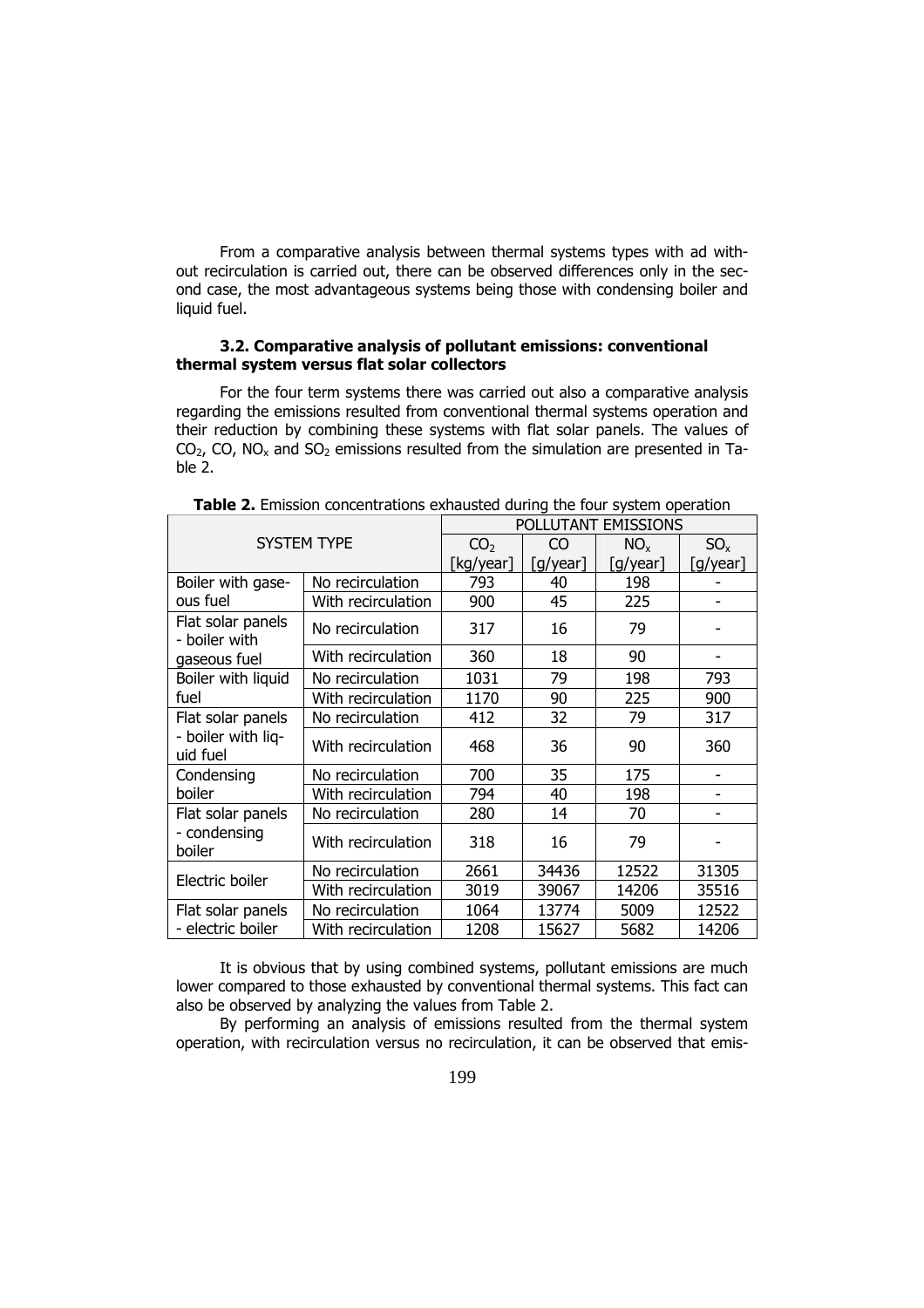From a comparative analysis between thermal systems types with ad without recirculation is carried out, there can be observed differences only in the second case, the most advantageous systems being those with condensing boiler and liquid fuel.

### 3.2. Comparative analysis of pollutant emissions: conventional thermal system versus flat solar collectors

For the four term systems there was carried out also a comparative analysis regarding the emissions resulted from conventional thermal systems operation and their reduction by combining these systems with flat solar panels. The values of $CO_2$, CO, $NO_x$ and $SO_2$ emissions resulted from the simulation are presented in Table 2.

**Table 2.** Emission concentrations exhausted during the four system operation

| SYSTEM TYPE | | POLLUTANT EMISSIONS | | | |
|---|---|---|---|---|---|
| | | $CO_2$ [kg/year] | CO [g/year] | $NO_x$ [g/year] | $SO_x$ [g/year] |
| Boiler with gaseous fuel | No recirculation | 793 | 40 | 198 | - |
| | With recirculation | 900 | 45 | 225 | - |
| Flat solar panels - boiler with gaseous fuel | No recirculation | 317 | 16 | 79 | - |
| | With recirculation | 360 | 18 | 90 | - |
| Boiler with liquid fuel | No recirculation | 1031 | 79 | 198 | 793 |
| | With recirculation | 1170 | 90 | 225 | 900 |
| Flat solar panels - boiler with liquid fuel | No recirculation | 412 | 32 | 79 | 317 |
| | With recirculation | 468 | 36 | 90 | 360 |
| Condensing boiler | No recirculation | 700 | 35 | 175 | - |
| | With recirculation | 794 | 40 | 198 | - |
| Flat solar panels - condensing boiler | No recirculation | 280 | 14 | 70 | - |
| | With recirculation | 318 | 16 | 79 | - |
| Electric boiler | No recirculation | 2661 | 34436 | 12522 | 31305 |
| | With recirculation | 3019 | 39067 | 14206 | 35516 |
| Flat solar panels - electric boiler | No recirculation | 1064 | 13774 | 5009 | 12522 |
| | With recirculation | 1208 | 15627 | 5682 | 14206 |

It is obvious that by using combined systems, pollutant emissions are much lower compared to those exhausted by conventional thermal systems. This fact can also be observed by analyzing the values from Table 2.

By performing an analysis of emissions resulted from the thermal system operation, with recirculation versus no recirculation, it can be observed that emis-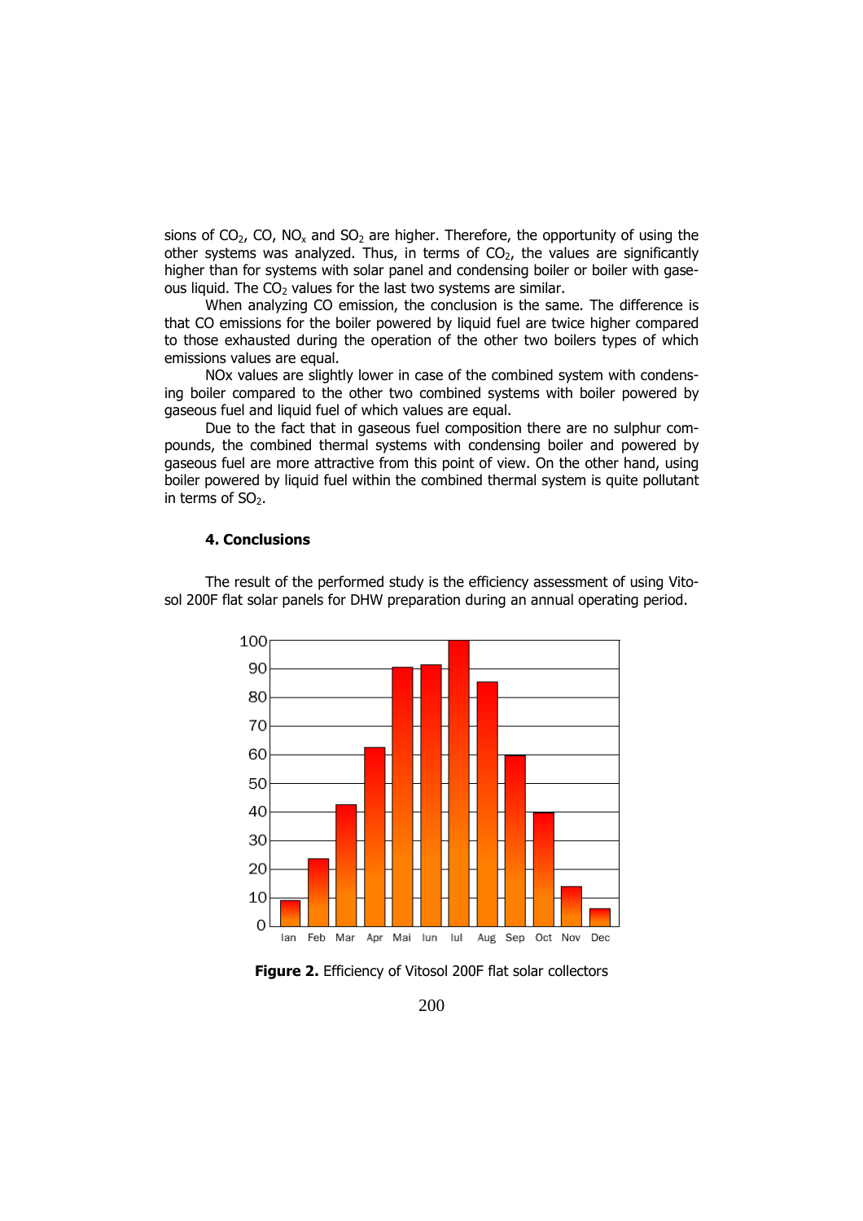sions of $CO_2$, CO, $NO_x$ and $SO_2$ are higher. Therefore, the opportunity of using the other systems was analyzed. Thus, in terms of $CO_2$, the values are significantly higher than for systems with solar panel and condensing boiler or boiler with gaseous liquid. The $CO_2$ values for the last two systems are similar.

When analyzing CO emission, the conclusion is the same. The difference is that CO emissions for the boiler powered by liquid fuel are twice higher compared to those exhausted during the operation of the other two boilers types of which emissions values are equal.

NOx values are slightly lower in case of the combined system with condensing boiler compared to the other two combined systems with boiler powered by gaseous fuel and liquid fuel of which values are equal.

Due to the fact that in gaseous fuel composition there are no sulphur compounds, the combined thermal systems with condensing boiler and powered by gaseous fuel are more attractive from this point of view. On the other hand, using boiler powered by liquid fuel within the combined thermal system is quite pollutant in terms of $SO_2$.

#### 4. Conclusions

The result of the performed study is the efficiency assessment of using Vitosol 200F flat solar panels for DHW preparation during an annual operating period.

**Figure 2.** Efficiency of Vitosol 200F flat solar collectors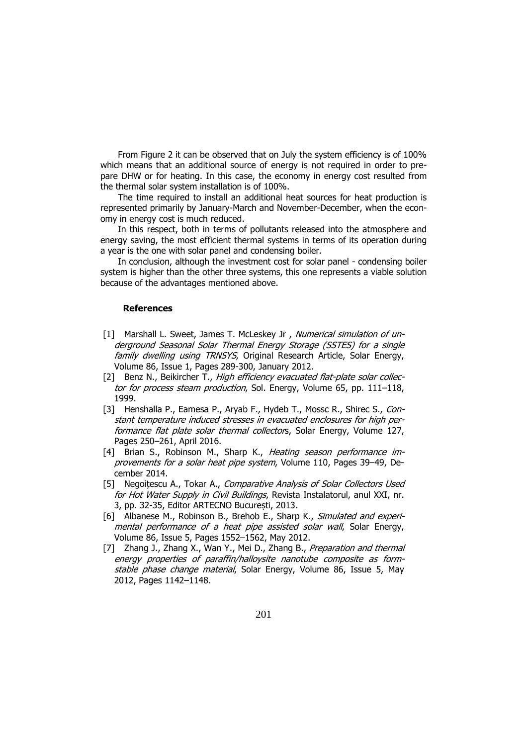From Figure 2 it can be observed that on July the system efficiency is of 100% which means that an additional source of energy is not required in order to prepare DHW or for heating. In this case, the economy in energy cost resulted from the thermal solar system installation is of 100%.

The time required to install an additional heat sources for heat production is represented primarily by January-March and November-December, when the economy in energy cost is much reduced.

In this respect, both in terms of pollutants released into the atmosphere and energy saving, the most efficient thermal systems in terms of its operation during a year is the one with solar panel and condensing boiler.

In conclusion, although the investment cost for solar panel - condensing boiler system is higher than the other three systems, this one represents a viable solution because of the advantages mentioned above.

## References

[1] Marshall L. Sweet, James T. McLeskey Jr , *Numerical simulation of underground Seasonal Solar Thermal Energy Storage (SSTES) for a single family dwelling using TRNSYS*, Original Research Article, Solar Energy, Volume 86, Issue 1, Pages 289-300, January 2012.

[2] Benz N., Beikircher T., *High efficiency evacuated flat-plate solar collector for process steam production*, Sol. Energy, Volume 65, pp. 111–118, 1999.

[3] Henshalla P., Eamesa P., Aryab F., Hydeb T., Mossc R., Shirec S., *Constant temperature induced stresses in evacuated enclosures for high performance flat plate solar thermal collector*s, Solar Energy, Volume 127, Pages 250–261, April 2016.

[4] Brian S., Robinson M., Sharp K., *Heating season performance improvements for a solar heat pipe system*, Volume 110, Pages 39–49, December 2014.

[5] Negoițescu A., Tokar A., *Comparative Analysis of Solar Collectors Used for Hot Water Supply in Civil Buildings*, Revista Instalatorul, anul XXI, nr. 3, pp. 32-35, Editor ARTECNO București, 2013.

[6] Albanese M., Robinson B., Brehob E., Sharp K., *Simulated and experimental performance of a heat pipe assisted solar wall*, Solar Energy, Volume 86, Issue 5, Pages 1552–1562, May 2012.

[7] Zhang J., Zhang X., Wan Y., Mei D., Zhang B., *Preparation and thermal energy properties of paraffin/halloysite nanotube composite as form-stable phase change material*, Solar Energy, Volume 86, Issue 5, May 2012, Pages 1142–1148.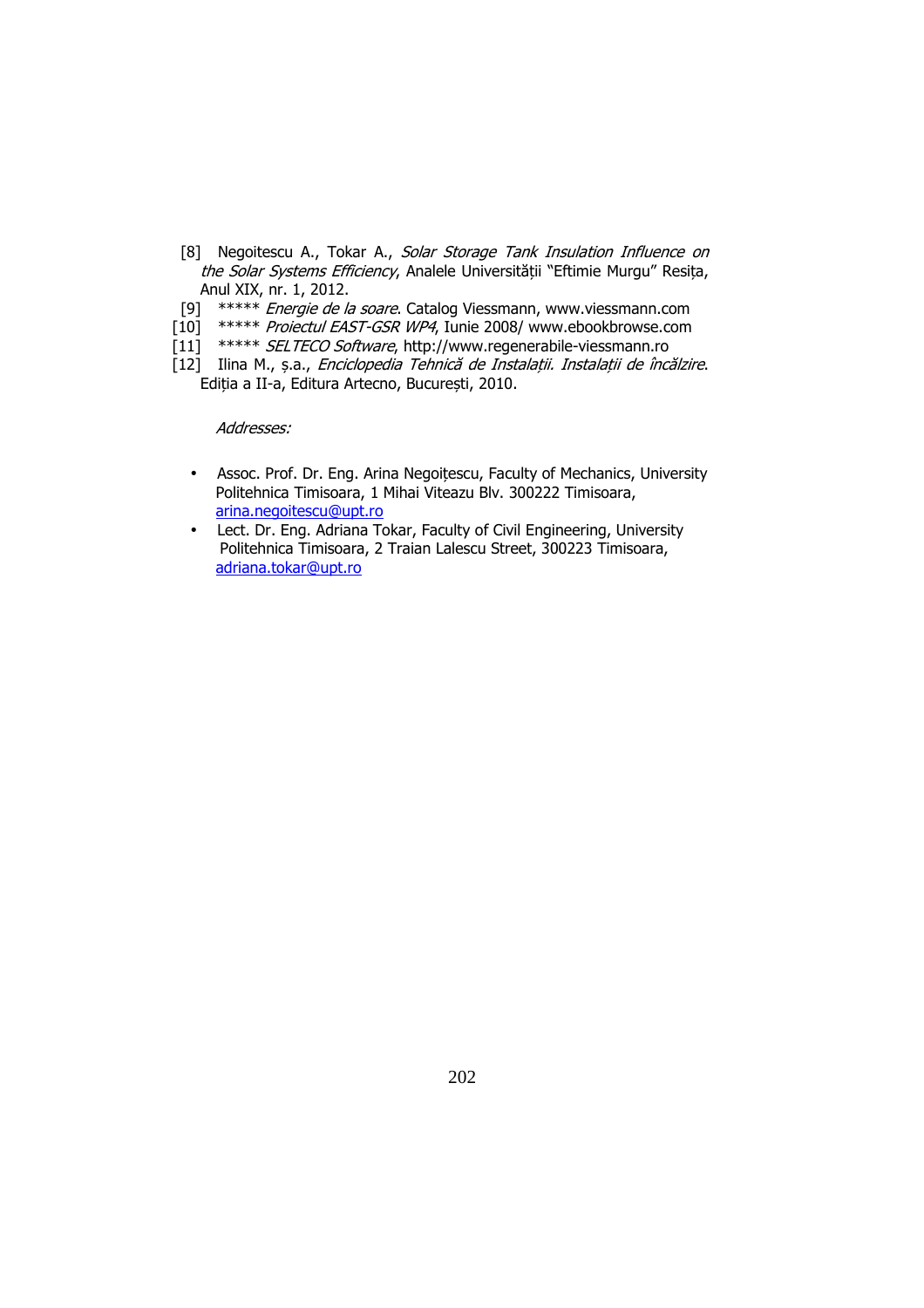[8] Negoitescu A., Tokar A., *Solar Storage Tank Insulation Influence on the Solar Systems Efficiency*, Analele Universității "Eftimie Murgu" Resița, Anul XIX, nr. 1, 2012.

[9] ***** *Energie de la soare*. Catalog Viessmann, www.viessmann.com

[10] ***** *Proiectul EAST-GSR WP4*, Iunie 2008/ www.ebookbrowse.com

[11] ***** *SELTECO Software*, http://www.regenerabile-viessmann.ro

[12] Ilina M., ș.a., *Enciclopedia Tehnică de Instalații. Instalații de încălzire*. Ediția a II-a, Editura Artecno, București, 2010.

*Addresses:*

- Assoc. Prof. Dr. Eng. Arina Negoițescu, Faculty of Mechanics, University Politehnica Timisoara, 1 Mihai Viteazu Blv. 300222 Timisoara, arina.negoitescu@upt.ro
- Lect. Dr. Eng. Adriana Tokar, Faculty of Civil Engineering, University Politehnica Timisoara, 2 Traian Lalescu Street, 300223 Timisoara, adriana.tokar@upt.ro